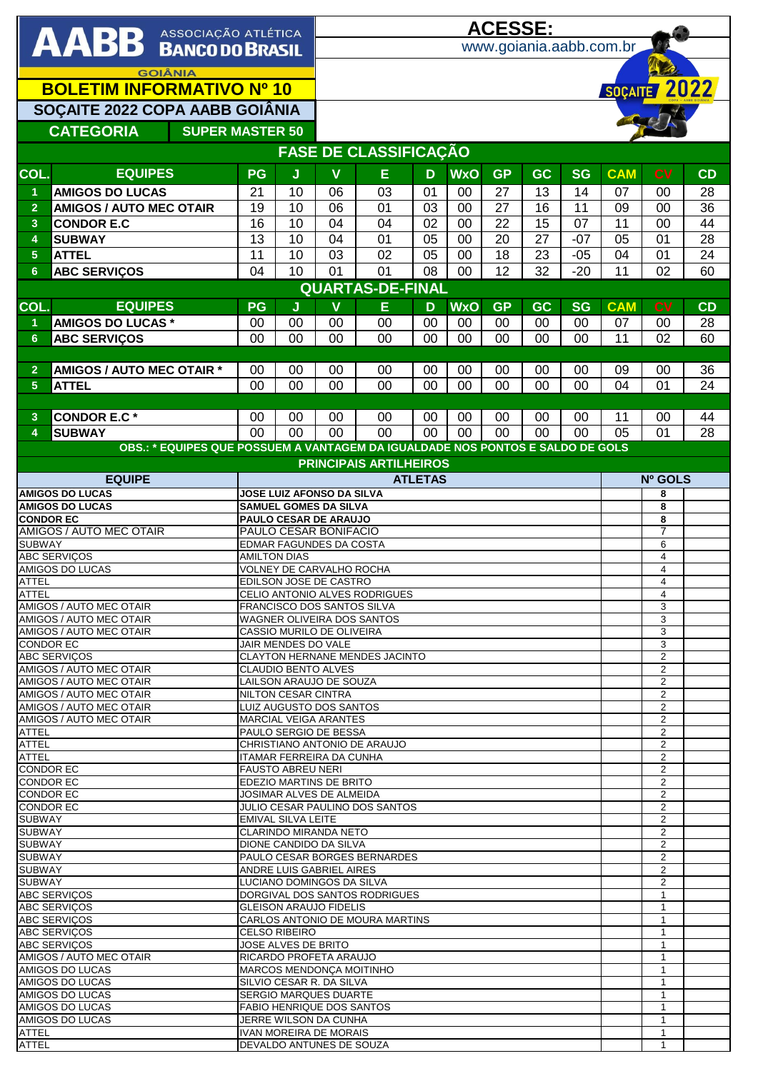# AABB ASSOCIAÇÃO ATLÉTICA BANCO DO BRASIL

GOIÂNIA

**ACESSE:** www.goiania.aabb.com.br

## BOLETIM INFORMATIVO Nº 10

## SOÇAITE 2022 COPA AABB GOIÂNIA

**CATEGORIA** SUPER MASTER 50

### FASE DE CLASSIFICAÇÃO

| COL. | EQUIPES | PG | J | V | E | D | WxO | GP | GC | SG | CAM | CV | CD |
|---|---|---|---|---|---|---|---|---|---|---|---|---|---|
| 1 | AMIGOS DO LUCAS | 21 | 10 | 06 | 03 | 01 | 00 | 27 | 13 | 14 | 07 | 00 | 28 |
| 2 | AMIGOS / AUTO MEC OTAIR | 19 | 10 | 06 | 01 | 03 | 00 | 27 | 16 | 11 | 09 | 00 | 36 |
| 3 | CONDOR E.C | 16 | 10 | 04 | 04 | 02 | 00 | 22 | 15 | 07 | 11 | 00 | 44 |
| 4 | SUBWAY | 13 | 10 | 04 | 01 | 05 | 00 | 20 | 27 | -07 | 05 | 01 | 28 |
| 5 | ATTEL | 11 | 10 | 03 | 02 | 05 | 00 | 18 | 23 | -05 | 04 | 01 | 24 |
| 6 | ABC SERVIÇOS | 04 | 10 | 01 | 01 | 08 | 00 | 12 | 32 | -20 | 11 | 02 | 60 |

### QUARTAS-DE-FINAL

| COL. | EQUIPES | PG | J | V | E | D | WxO | GP | GC | SG | CAM | CV | CD |
|---|---|---|---|---|---|---|---|---|---|---|---|---|---|
| 1 | AMIGOS DO LUCAS * | 00 | 00 | 00 | 00 | 00 | 00 | 00 | 00 | 00 | 07 | 00 | 28 |
| 6 | ABC SERVIÇOS | 00 | 00 | 00 | 00 | 00 | 00 | 00 | 00 | 00 | 11 | 02 | 60 |
| | | | | | | | | | | | | | |
| 2 | AMIGOS / AUTO MEC OTAIR * | 00 | 00 | 00 | 00 | 00 | 00 | 00 | 00 | 00 | 09 | 00 | 36 |
| 5 | ATTEL | 00 | 00 | 00 | 00 | 00 | 00 | 00 | 00 | 00 | 04 | 01 | 24 |
| | | | | | | | | | | | | | |
| 3 | CONDOR E.C * | 00 | 00 | 00 | 00 | 00 | 00 | 00 | 00 | 00 | 11 | 00 | 44 |
| 4 | SUBWAY | 00 | 00 | 00 | 00 | 00 | 00 | 00 | 00 | 00 | 05 | 01 | 28 |

OBS.: * EQUIPES QUE POSSUEM A VANTAGEM DA IGUALDADE NOS PONTOS E SALDO DE GOLS

### PRINCIPAIS ARTILHEIROS

| EQUIPE | ATLETAS | Nº GOLS |
|---|---|---|
| AMIGOS DO LUCAS | JOSE LUIZ AFONSO DA SILVA | 8 |
| AMIGOS DO LUCAS | SAMUEL GOMES DA SILVA | 8 |
| CONDOR EC | PAULO CESAR DE ARAUJO | 8 |
| AMIGOS / AUTO MEC OTAIR | PAULO CESAR BONIFACIO | 7 |
| SUBWAY | EDMAR FAGUNDES DA COSTA | 6 |
| ABC SERVIÇOS | AMILTON DIAS | 4 |
| AMIGOS DO LUCAS | VOLNEY DE CARVALHO ROCHA | 4 |
| ATTEL | EDILSON JOSE DE CASTRO | 4 |
| ATTEL | CELIO ANTONIO ALVES RODRIGUES | 4 |
| AMIGOS / AUTO MEC OTAIR | FRANCISCO DOS SANTOS SILVA | 3 |
| AMIGOS / AUTO MEC OTAIR | WAGNER OLIVEIRA DOS SANTOS | 3 |
| AMIGOS / AUTO MEC OTAIR | CASSIO MURILO DE OLIVEIRA | 3 |
| CONDOR EC | JAIR MENDES DO VALE | 3 |
| ABC SERVIÇOS | CLAYTON HERNANE MENDES JACINTO | 2 |
| AMIGOS / AUTO MEC OTAIR | CLAUDIO BENTO ALVES | 2 |
| AMIGOS / AUTO MEC OTAIR | LAILSON ARAUJO DE SOUZA | 2 |
| AMIGOS / AUTO MEC OTAIR | NILTON CESAR CINTRA | 2 |
| AMIGOS / AUTO MEC OTAIR | LUIZ AUGUSTO DOS SANTOS | 2 |
| AMIGOS / AUTO MEC OTAIR | MARCIAL VEIGA ARANTES | 2 |
| ATTEL | PAULO SERGIO DE BESSA | 2 |
| ATTEL | CHRISTIANO ANTONIO DE ARAUJO | 2 |
| ATTEL | ITAMAR FERREIRA DA CUNHA | 2 |
| CONDOR EC | FAUSTO ABREU NERI | 2 |
| CONDOR EC | EDEZIO MARTINS DE BRITO | 2 |
| CONDOR EC | JOSIMAR ALVES DE ALMEIDA | 2 |
| CONDOR EC | JULIO CESAR PAULINO DOS SANTOS | 2 |
| SUBWAY | EMIVAL SILVA LEITE | 2 |
| SUBWAY | CLARINDO MIRANDA NETO | 2 |
| SUBWAY | DIONE CANDIDO DA SILVA | 2 |
| SUBWAY | PAULO CESAR BORGES BERNARDES | 2 |
| SUBWAY | ANDRE LUIS GABRIEL AIRES | 2 |
| SUBWAY | LUCIANO DOMINGOS DA SILVA | 2 |
| ABC SERVIÇOS | DORGIVAL DOS SANTOS RODRIGUES | 1 |
| ABC SERVIÇOS | GLEISON ARAUJO FIDELIS | 1 |
| ABC SERVIÇOS | CARLOS ANTONIO DE MOURA MARTINS | 1 |
| ABC SERVIÇOS | CELSO RIBEIRO | 1 |
| ABC SERVIÇOS | JOSE ALVES DE BRITO | 1 |
| AMIGOS / AUTO MEC OTAIR | RICARDO PROFETA ARAUJO | 1 |
| AMIGOS DO LUCAS | MARCOS MENDONÇA MOITINHO | 1 |
| AMIGOS DO LUCAS | SILVIO CESAR R. DA SILVA | 1 |
| AMIGOS DO LUCAS | SERGIO MARQUES DUARTE | 1 |
| AMIGOS DO LUCAS | FABIO HENRIQUE DOS SANTOS | 1 |
| AMIGOS DO LUCAS | JERRE WILSON DA CUNHA | 1 |
| ATTEL | IVAN MOREIRA DE MORAIS | 1 |
| ATTEL | DEVALDO ANTUNES DE SOUZA | 1 |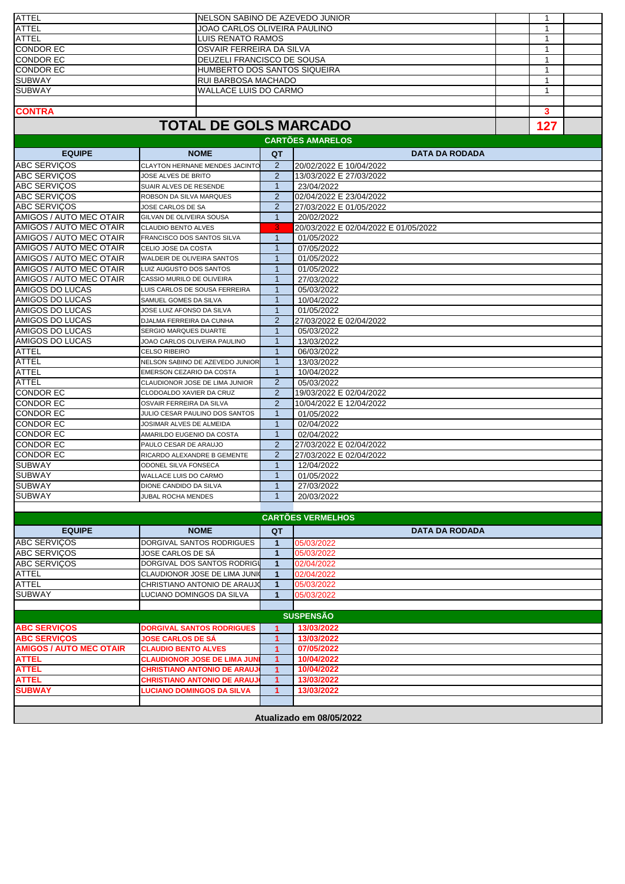| | | |
|---|---|---|
| ATTEL | NELSON SABINO DE AZEVEDO JUNIOR | 1 |
| ATTEL | JOAO CARLOS OLIVEIRA PAULINO | 1 |
| ATTEL | LUIS RENATO RAMOS | 1 |
| CONDOR EC | OSVAIR FERREIRA DA SILVA | 1 |
| CONDOR EC | DEUZELI FRANCISCO DE SOUSA | 1 |
| CONDOR EC | HUMBERTO DOS SANTOS SIQUEIRA | 1 |
| SUBWAY | RUI BARBOSA MACHADO | 1 |
| SUBWAY | WALLACE LUIS DO CARMO | 1 |
| | | |
| **CONTRA** | | **3** |

## TOTAL DE GOLS MARCADO **127**

### CARTÕES AMARELOS

| EQUIPE | NOME | QT | DATA DA RODADA |
|---|---|---|---|
| ABC SERVIÇOS | CLAYTON HERNANE MENDES JACINTO | 2 | 20/02/2022 E 10/04/2022 |
| ABC SERVIÇOS | JOSE ALVES DE BRITO | 2 | 13/03/2022 E 27/03/2022 |
| ABC SERVIÇOS | SUAIR ALVES DE RESENDE | 1 | 23/04/2022 |
| ABC SERVIÇOS | ROBSON DA SILVA MARQUES | 2 | 02/04/2022 E 23/04/2022 |
| ABC SERVIÇOS | JOSE CARLOS DE SA | 2 | 27/03/2022 E 01/05/2022 |
| AMIGOS / AUTO MEC OTAIR | GILVAN DE OLIVEIRA SOUSA | 1 | 20/02/2022 |
| AMIGOS / AUTO MEC OTAIR | CLAUDIO BENTO ALVES | 3 | 20/03/2022 E 02/04/2022 E 01/05/2022 |
| AMIGOS / AUTO MEC OTAIR | FRANCISCO DOS SANTOS SILVA | 1 | 01/05/2022 |
| AMIGOS / AUTO MEC OTAIR | CELIO JOSE DA COSTA | 1 | 07/05/2022 |
| AMIGOS / AUTO MEC OTAIR | WALDEIR DE OLIVEIRA SANTOS | 1 | 01/05/2022 |
| AMIGOS / AUTO MEC OTAIR | LUIZ AUGUSTO DOS SANTOS | 1 | 01/05/2022 |
| AMIGOS / AUTO MEC OTAIR | CASSIO MURILO DE OLIVEIRA | 1 | 27/03/2022 |
| AMIGOS DO LUCAS | LUIS CARLOS DE SOUSA FERREIRA | 1 | 05/03/2022 |
| AMIGOS DO LUCAS | SAMUEL GOMES DA SILVA | 1 | 10/04/2022 |
| AMIGOS DO LUCAS | JOSE LUIZ AFONSO DA SILVA | 1 | 01/05/2022 |
| AMIGOS DO LUCAS | DJALMA FERREIRA DA CUNHA | 2 | 27/03/2022 E 02/04/2022 |
| AMIGOS DO LUCAS | SERGIO MARQUES DUARTE | 1 | 05/03/2022 |
| AMIGOS DO LUCAS | JOAO CARLOS OLIVEIRA PAULINO | 1 | 13/03/2022 |
| ATTEL | CELSO RIBEIRO | 1 | 06/03/2022 |
| ATTEL | NELSON SABINO DE AZEVEDO JUNIOR | 1 | 13/03/2022 |
| ATTEL | EMERSON CEZARIO DA COSTA | 1 | 10/04/2022 |
| ATTEL | CLAUDIONOR JOSE DE LIMA JUNIOR | 2 | 05/03/2022 |
| CONDOR EC | CLODOALDO XAVIER DA CRUZ | 2 | 19/03/2022 E 02/04/2022 |
| CONDOR EC | OSVAIR FERREIRA DA SILVA | 2 | 10/04/2022 E 12/04/2022 |
| CONDOR EC | JULIO CESAR PAULINO DOS SANTOS | 1 | 01/05/2022 |
| CONDOR EC | JOSIMAR ALVES DE ALMEIDA | 1 | 02/04/2022 |
| CONDOR EC | AMARILDO EUGENIO DA COSTA | 1 | 02/04/2022 |
| CONDOR EC | PAULO CESAR DE ARAUJO | 2 | 27/03/2022 E 02/04/2022 |
| CONDOR EC | RICARDO ALEXANDRE B GEMENTE | 2 | 27/03/2022 E 02/04/2022 |
| SUBWAY | ODONEL SILVA FONSECA | 1 | 12/04/2022 |
| SUBWAY | WALLACE LUIS DO CARMO | 1 | 01/05/2022 |
| SUBWAY | DIONE CANDIDO DA SILVA | 1 | 27/03/2022 |
| SUBWAY | JUBAL ROCHA MENDES | 1 | 20/03/2022 |

### CARTÕES VERMELHOS

| EQUIPE | NOME | QT | DATA DA RODADA |
|---|---|---|---|
| ABC SERVIÇOS | DORGIVAL SANTOS RODRIGUES | 1 | 05/03/2022 |
| ABC SERVIÇOS | JOSE CARLOS DE SÁ | 1 | 05/03/2022 |
| ABC SERVIÇOS | DORGIVAL DOS SANTOS RODRIGU | 1 | 02/04/2022 |
| ATTEL | CLAUDIONOR JOSE DE LIMA JUNI | 1 | 02/04/2022 |
| ATTEL | CHRISTIANO ANTONIO DE ARAUJO | 1 | 05/03/2022 |
| SUBWAY | LUCIANO DOMINGOS DA SILVA | 1 | 05/03/2022 |

### SUSPENSÃO

| | | | |
|---|---|---|---|
| **ABC SERVIÇOS** | **DORGIVAL SANTOS RODRIGUES** | **1** | **13/03/2022** |
| **ABC SERVIÇOS** | **JOSE CARLOS DE SÁ** | **1** | **13/03/2022** |
| **AMIGOS / AUTO MEC OTAIR** | **CLAUDIO BENTO ALVES** | **1** | **07/05/2022** |
| **ATTEL** | **CLAUDIONOR JOSE DE LIMA JUNI** | **1** | **10/04/2022** |
| **ATTEL** | **CHRISTIANO ANTONIO DE ARAUJ** | **1** | **10/04/2022** |
| **ATTEL** | **CHRISTIANO ANTONIO DE ARAUJ** | **1** | **13/03/2022** |
| **SUBWAY** | **LUCIANO DOMINGOS DA SILVA** | **1** | **13/03/2022** |

**Atualizado em 08/05/2022**